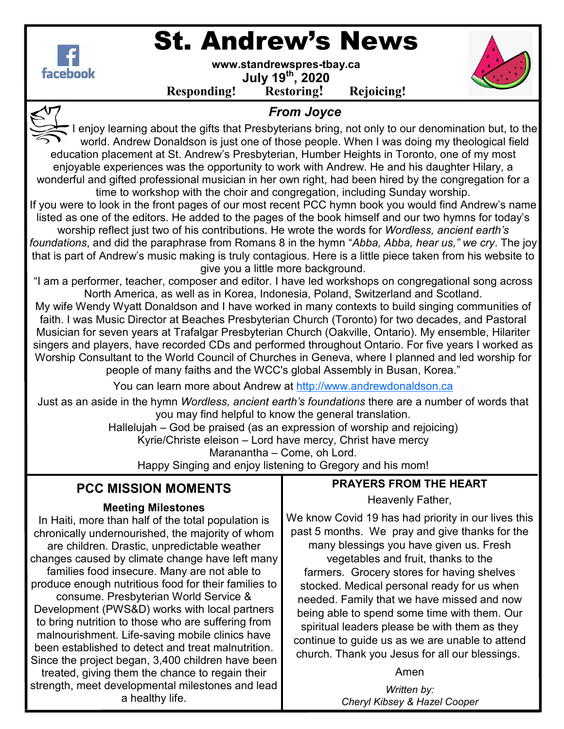# St. Andrew's News

**www.standrewspres-tbay.ca**

**July 19th, 2020**

**Responding! Restoring! Rejoicing!**

## *From Joyce*

I enjoy learning about the gifts that Presbyterians bring, not only to our denomination but, to the world. Andrew Donaldson is just one of those people. When I was doing my theological field education placement at St. Andrew's Presbyterian, Humber Heights in Toronto, one of my most enjoyable experiences was the opportunity to work with Andrew. He and his daughter Hilary, a wonderful and gifted professional musician in her own right, had been hired by the congregation for a time to workshop with the choir and congregation, including Sunday worship.

If you were to look in the front pages of our most recent PCC hymn book you would find Andrew's name listed as one of the editors. He added to the pages of the book himself and our two hymns for today's worship reflect just two of his contributions. He wrote the words for *Wordless, ancient earth's foundations*, and did the paraphrase from Romans 8 in the hymn "*Abba, Abba, hear us," we cry*. The joy that is part of Andrew's music making is truly contagious. Here is a little piece taken from his website to give you a little more background.

"I am a performer, teacher, composer and editor. I have led workshops on congregational song across North America, as well as in Korea, Indonesia, Poland, Switzerland and Scotland.

My wife Wendy Wyatt Donaldson and I have worked in many contexts to build singing communities of faith. I was Music Director at Beaches Presbyterian Church (Toronto) for two decades, and Pastoral Musician for seven years at Trafalgar Presbyterian Church (Oakville, Ontario). My ensemble, Hilariter singers and players, have recorded CDs and performed throughout Ontario. For five years I worked as Worship Consultant to the World Council of Churches in Geneva, where I planned and led worship for people of many faiths and the WCC's global Assembly in Busan, Korea."

You can learn more about Andrew at http://www.andrewdonaldson.ca

Just as an aside in the hymn *Wordless, ancient earth's foundations* there are a number of words that you may find helpful to know the general translation.

Hallelujah – God be praised (as an expression of worship and rejoicing)

Kyrie/Christe eleison – Lord have mercy, Christ have mercy

Maranantha – Come, oh Lord.

Happy Singing and enjoy listening to Gregory and his mom!

## PCC MISSION MOMENTS

### Meeting Milestones

In Haiti, more than half of the total population is chronically undernourished, the majority of whom are children. Drastic, unpredictable weather changes caused by climate change have left many families food insecure. Many are not able to produce enough nutritious food for their families to consume. Presbyterian World Service & Development (PWS&D) works with local partners to bring nutrition to those who are suffering from malnourishment. Life-saving mobile clinics have been established to detect and treat malnutrition. Since the project began, 3,400 children have been treated, giving them the chance to regain their strength, meet developmental milestones and lead a healthy life.

## PRAYERS FROM THE HEART

Heavenly Father,

We know Covid 19 has had priority in our lives this past 5 months. We pray and give thanks for the many blessings you have given us. Fresh vegetables and fruit, thanks to the farmers. Grocery stores for having shelves stocked. Medical personal ready for us when needed. Family that we have missed and now being able to spend some time with them. Our spiritual leaders please be with them as they continue to guide us as we are unable to attend church. Thank you Jesus for all our blessings.

Amen

*Written by:*
*Cheryl Kibsey & Hazel Cooper*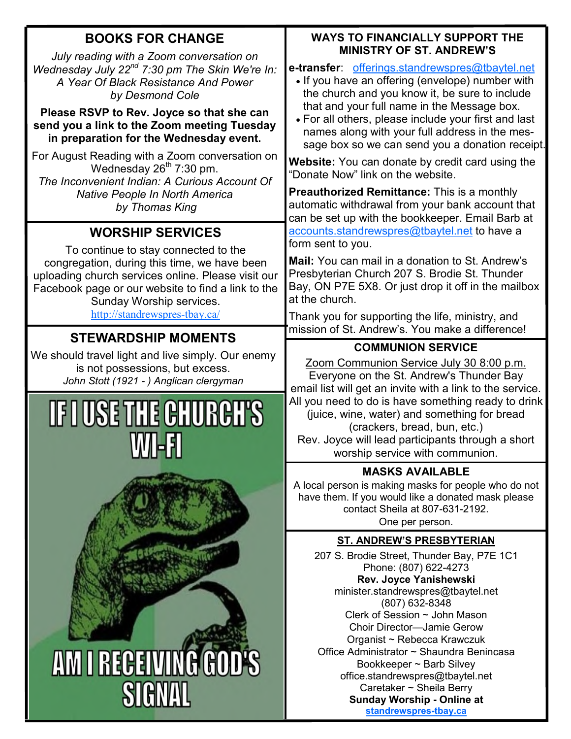## BOOKS FOR CHANGE

*July reading with a Zoom conversation on Wednesday July 22nd 7:30 pm The Skin We're In: A Year Of Black Resistance And Power by Desmond Cole*

**Please RSVP to Rev. Joyce so that she can send you a link to the Zoom meeting Tuesday in preparation for the Wednesday event.**

For August Reading with a Zoom conversation on Wednesday 26th 7:30 pm.
*The Inconvenient Indian: A Curious Account Of Native People In North America by Thomas King*

## WORSHIP SERVICES

To continue to stay connected to the congregation, during this time, we have been uploading church services online. Please visit our Facebook page or our website to find a link to the Sunday Worship services.
http://standrewspres-tbay.ca/

## STEWARDSHIP MOMENTS

We should travel light and live simply. Our enemy is not possessions, but excess.
*John Stott (1921 - ) Anglican clergyman*

IF I USE THE CHURCH'S WI-FI

AM I RECEIVING GOD'S SIGNAL

## WAYS TO FINANCIALLY SUPPORT THE MINISTRY OF ST. ANDREW'S

**e-transfer**: offerings.standrewspres@tbaytel.net

- If you have an offering (envelope) number with the church and you know it, be sure to include that and your full name in the Message box.
- For all others, please include your first and last names along with your full address in the message box so we can send you a donation receipt.

**Website:** You can donate by credit card using the "Donate Now" link on the website.

**Preauthorized Remittance:** This is a monthly automatic withdrawal from your bank account that can be set up with the bookkeeper. Email Barb at accounts.standrewspres@tbaytel.net to have a form sent to you.

**Mail:** You can mail in a donation to St. Andrew's Presbyterian Church 207 S. Brodie St. Thunder Bay, ON P7E 5X8. Or just drop it off in the mailbox at the church.

Thank you for supporting the life, ministry, and mission of St. Andrew's. You make a difference!

## COMMUNION SERVICE

Zoom Communion Service July 30 8:00 p.m.
Everyone on the St. Andrew's Thunder Bay email list will get an invite with a link to the service. All you need to do is have something ready to drink (juice, wine, water) and something for bread (crackers, bread, bun, etc.)
Rev. Joyce will lead participants through a short worship service with communion.

## MASKS AVAILABLE

A local person is making masks for people who do not have them. If you would like a donated mask please contact Sheila at 807-631-2192.
One per person.

## ST. ANDREW'S PRESBYTERIAN

207 S. Brodie Street, Thunder Bay, P7E 1C1
Phone: (807) 622-4273
**Rev. Joyce Yanishewski**
minister.standrewspres@tbaytel.net
(807) 632-8348
Clerk of Session ~ John Mason
Choir Director—Jamie Gerow
Organist ~ Rebecca Krawczuk
Office Administrator ~ Shaundra Benincasa
Bookkeeper ~ Barb Silvey
office.standrewspres@tbaytel.net
Caretaker ~ Sheila Berry
**Sunday Worship - Online at**
**standrewspres-tbay.ca**